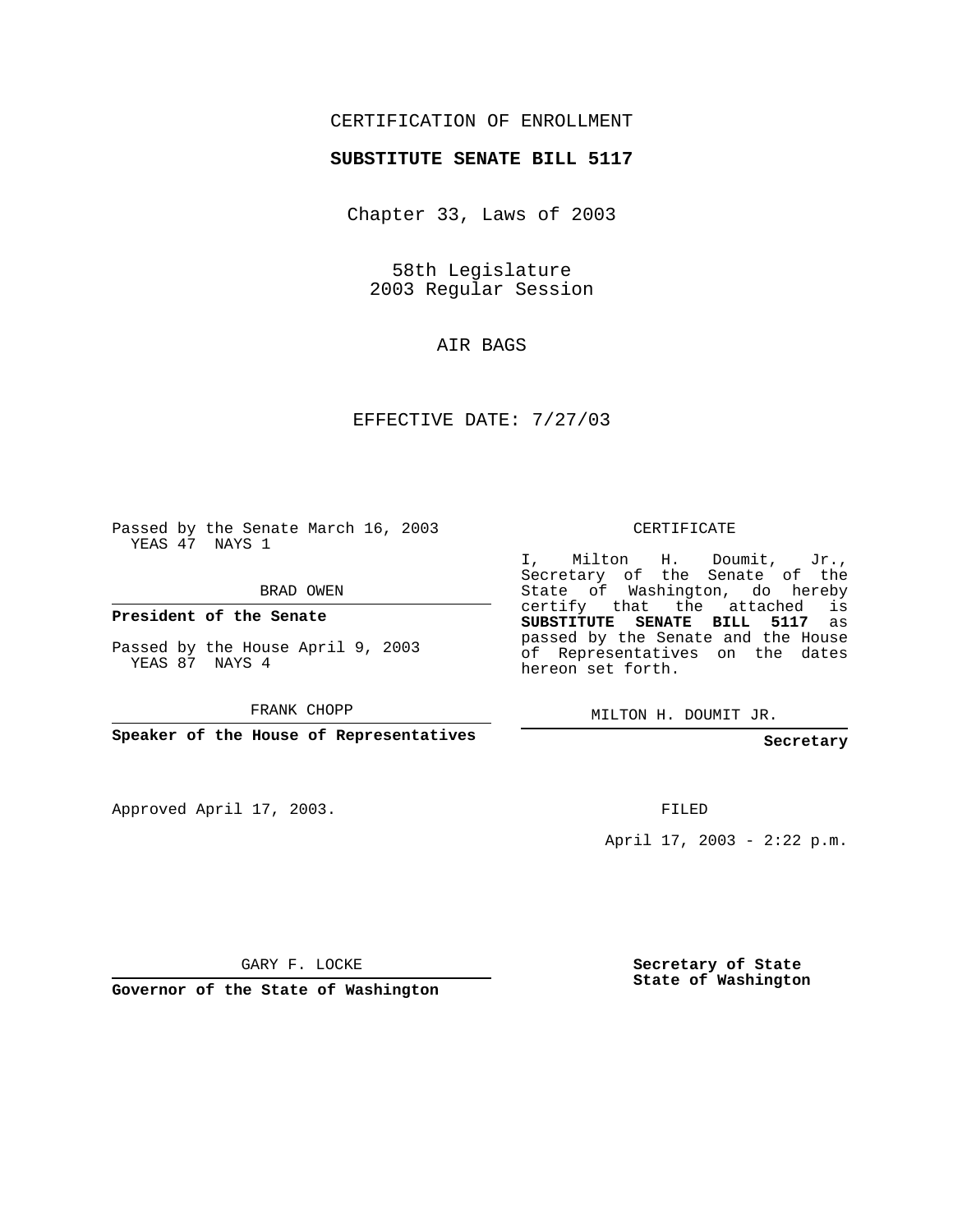CERTIFICATION OF ENROLLMENT

**SUBSTITUTE SENATE BILL 5117**

Chapter 33, Laws of 2003

58th Legislature
2003 Regular Session

AIR BAGS

EFFECTIVE DATE: 7/27/03

Passed by the Senate March 16, 2003
YEAS 47 NAYS 1

BRAD OWEN

**President of the Senate**

Passed by the House April 9, 2003
YEAS 87 NAYS 4

FRANK CHOPP

**Speaker of the House of Representatives**

CERTIFICATE

I, Milton H. Doumit, Jr., Secretary of the Senate of the State of Washington, do hereby certify that the attached is **SUBSTITUTE SENATE BILL 5117** as passed by the Senate and the House of Representatives on the dates hereon set forth.

MILTON H. DOUMIT JR.

**Secretary**

Approved April 17, 2003.

FILED

April 17, 2003 - 2:22 p.m.

GARY F. LOCKE

**Governor of the State of Washington**

**Secretary of State**
**State of Washington**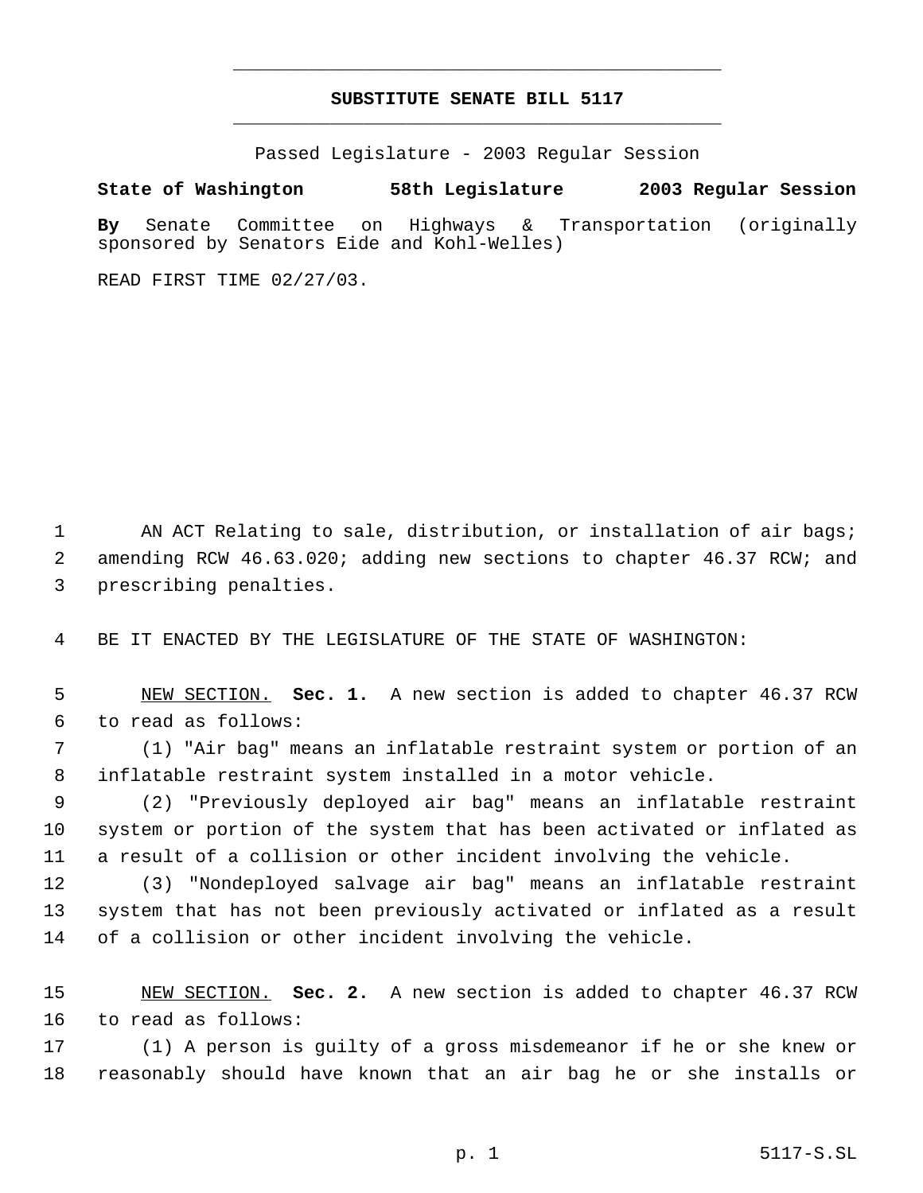# SUBSTITUTE SENATE BILL 5117

Passed Legislature - 2003 Regular Session

**State of Washington 58th Legislature 2003 Regular Session**

**By** Senate Committee on Highways & Transportation (originally sponsored by Senators Eide and Kohl-Welles)

READ FIRST TIME 02/27/03.

AN ACT Relating to sale, distribution, or installation of air bags; amending RCW 46.63.020; adding new sections to chapter 46.37 RCW; and prescribing penalties.

BE IT ENACTED BY THE LEGISLATURE OF THE STATE OF WASHINGTON:

NEW SECTION. **Sec. 1.** A new section is added to chapter 46.37 RCW to read as follows:

(1) "Air bag" means an inflatable restraint system or portion of an inflatable restraint system installed in a motor vehicle.

(2) "Previously deployed air bag" means an inflatable restraint system or portion of the system that has been activated or inflated as a result of a collision or other incident involving the vehicle.

(3) "Nondeployed salvage air bag" means an inflatable restraint system that has not been previously activated or inflated as a result of a collision or other incident involving the vehicle.

NEW SECTION. **Sec. 2.** A new section is added to chapter 46.37 RCW to read as follows:

(1) A person is guilty of a gross misdemeanor if he or she knew or reasonably should have known that an air bag he or she installs or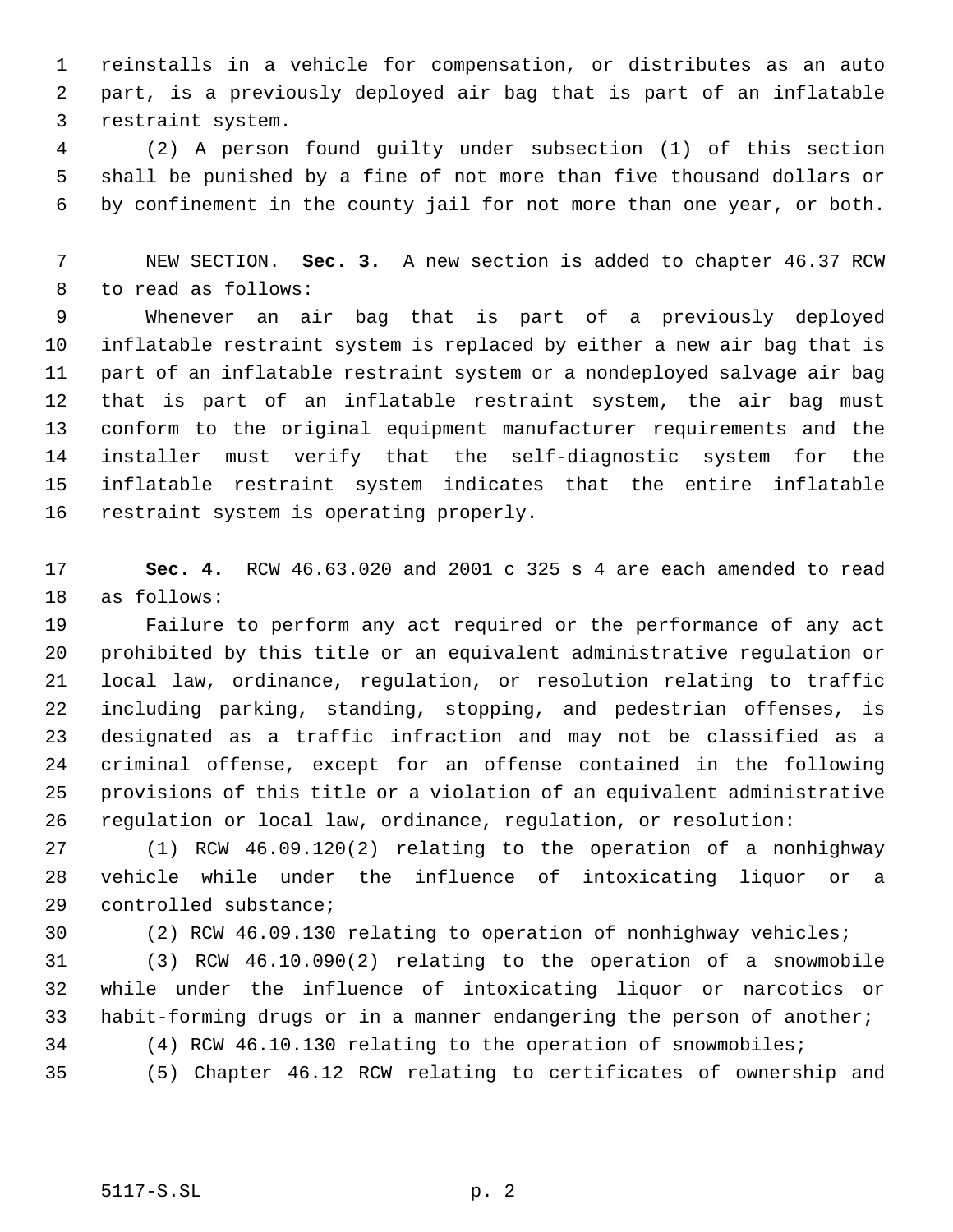reinstalls in a vehicle for compensation, or distributes as an auto part, is a previously deployed air bag that is part of an inflatable restraint system.

(2) A person found guilty under subsection (1) of this section shall be punished by a fine of not more than five thousand dollars or by confinement in the county jail for not more than one year, or both.

NEW SECTION. **Sec. 3.** A new section is added to chapter 46.37 RCW to read as follows:

Whenever an air bag that is part of a previously deployed inflatable restraint system is replaced by either a new air bag that is part of an inflatable restraint system or a nondeployed salvage air bag that is part of an inflatable restraint system, the air bag must conform to the original equipment manufacturer requirements and the installer must verify that the self-diagnostic system for the inflatable restraint system indicates that the entire inflatable restraint system is operating properly.

**Sec. 4.** RCW 46.63.020 and 2001 c 325 s 4 are each amended to read as follows:

Failure to perform any act required or the performance of any act prohibited by this title or an equivalent administrative regulation or local law, ordinance, regulation, or resolution relating to traffic including parking, standing, stopping, and pedestrian offenses, is designated as a traffic infraction and may not be classified as a criminal offense, except for an offense contained in the following provisions of this title or a violation of an equivalent administrative regulation or local law, ordinance, regulation, or resolution:

(1) RCW 46.09.120(2) relating to the operation of a nonhighway vehicle while under the influence of intoxicating liquor or a controlled substance;

(2) RCW 46.09.130 relating to operation of nonhighway vehicles;

(3) RCW 46.10.090(2) relating to the operation of a snowmobile while under the influence of intoxicating liquor or narcotics or habit-forming drugs or in a manner endangering the person of another;

(4) RCW 46.10.130 relating to the operation of snowmobiles;

(5) Chapter 46.12 RCW relating to certificates of ownership and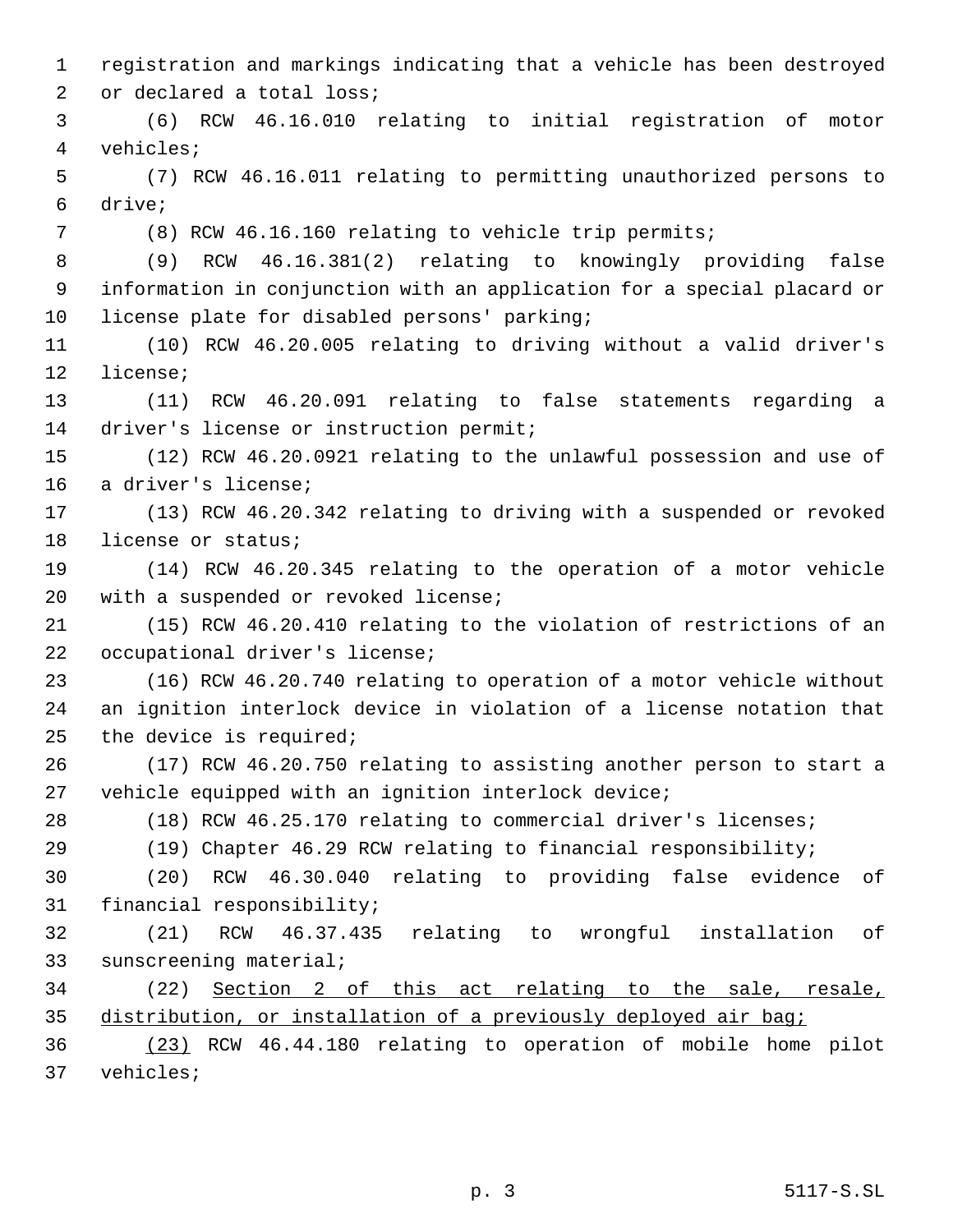registration and markings indicating that a vehicle has been destroyed or declared a total loss;

(6) RCW 46.16.010 relating to initial registration of motor vehicles;

(7) RCW 46.16.011 relating to permitting unauthorized persons to drive;

(8) RCW 46.16.160 relating to vehicle trip permits;

(9) RCW 46.16.381(2) relating to knowingly providing false information in conjunction with an application for a special placard or license plate for disabled persons' parking;

(10) RCW 46.20.005 relating to driving without a valid driver's license;

(11) RCW 46.20.091 relating to false statements regarding a driver's license or instruction permit;

(12) RCW 46.20.0921 relating to the unlawful possession and use of a driver's license;

(13) RCW 46.20.342 relating to driving with a suspended or revoked license or status;

(14) RCW 46.20.345 relating to the operation of a motor vehicle with a suspended or revoked license;

(15) RCW 46.20.410 relating to the violation of restrictions of an occupational driver's license;

(16) RCW 46.20.740 relating to operation of a motor vehicle without an ignition interlock device in violation of a license notation that the device is required;

(17) RCW 46.20.750 relating to assisting another person to start a vehicle equipped with an ignition interlock device;

(18) RCW 46.25.170 relating to commercial driver's licenses;

(19) Chapter 46.29 RCW relating to financial responsibility;

(20) RCW 46.30.040 relating to providing false evidence of financial responsibility;

(21) RCW 46.37.435 relating to wrongful installation of sunscreening material;

(22) <u>Section 2 of this act relating to the sale, resale, distribution, or installation of a previously deployed air bag;</u>

<u>(23)</u> RCW 46.44.180 relating to operation of mobile home pilot vehicles;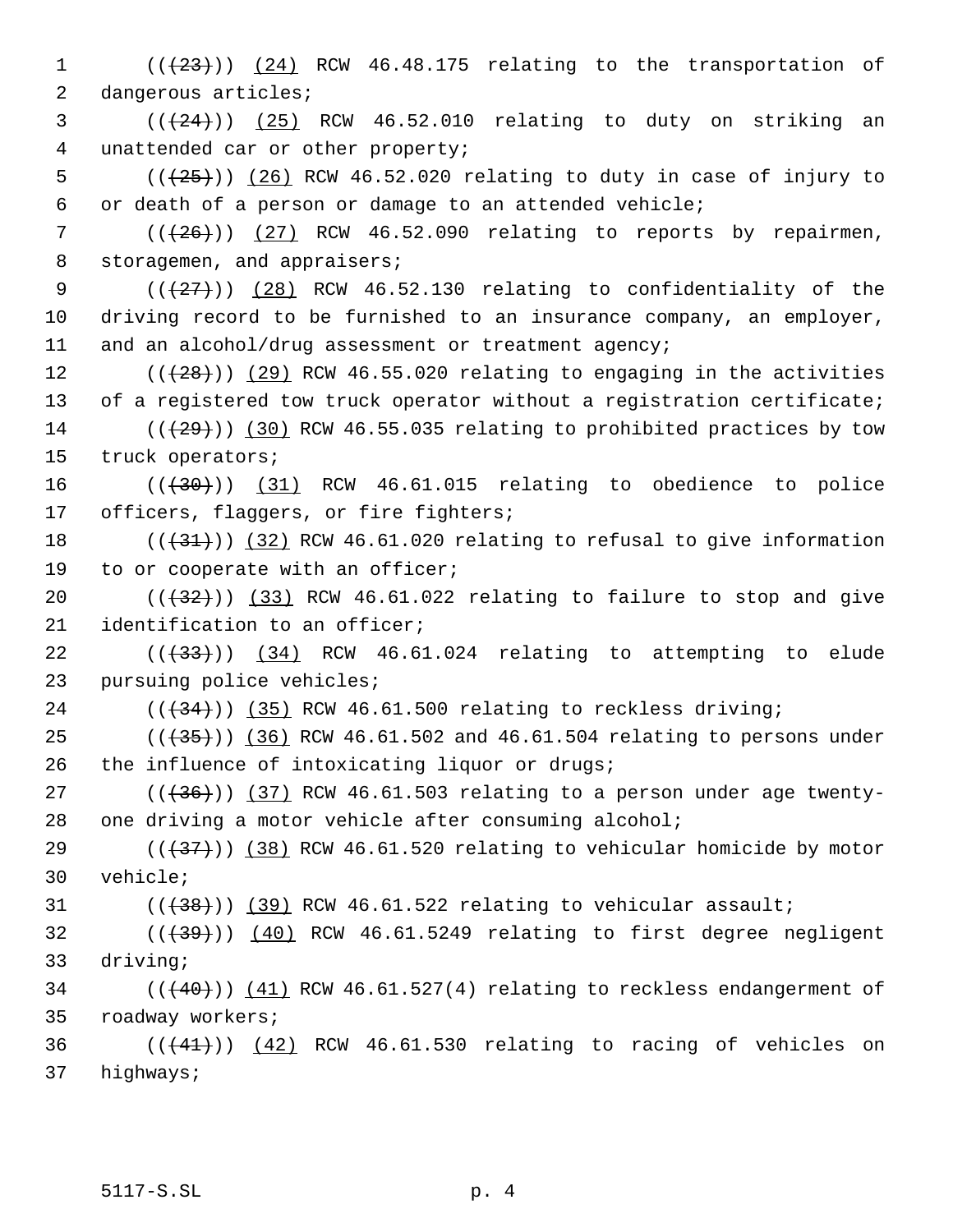((~~(23)~~)) (24) RCW 46.48.175 relating to the transportation of dangerous articles;

((~~(24)~~)) (25) RCW 46.52.010 relating to duty on striking an unattended car or other property;

((~~(25)~~)) (26) RCW 46.52.020 relating to duty in case of injury to or death of a person or damage to an attended vehicle;

((~~(26)~~)) (27) RCW 46.52.090 relating to reports by repairmen, storagemen, and appraisers;

((~~(27)~~)) (28) RCW 46.52.130 relating to confidentiality of the driving record to be furnished to an insurance company, an employer, and an alcohol/drug assessment or treatment agency;

((~~(28)~~)) (29) RCW 46.55.020 relating to engaging in the activities of a registered tow truck operator without a registration certificate;

((~~(29)~~)) (30) RCW 46.55.035 relating to prohibited practices by tow truck operators;

((~~(30)~~)) (31) RCW 46.61.015 relating to obedience to police officers, flaggers, or fire fighters;

((~~(31)~~)) (32) RCW 46.61.020 relating to refusal to give information to or cooperate with an officer;

((~~(32)~~)) (33) RCW 46.61.022 relating to failure to stop and give identification to an officer;

((~~(33)~~)) (34) RCW 46.61.024 relating to attempting to elude pursuing police vehicles;

((~~(34)~~)) (35) RCW 46.61.500 relating to reckless driving;

((~~(35)~~)) (36) RCW 46.61.502 and 46.61.504 relating to persons under the influence of intoxicating liquor or drugs;

((~~(36)~~)) (37) RCW 46.61.503 relating to a person under age twenty-one driving a motor vehicle after consuming alcohol;

((~~(37)~~)) (38) RCW 46.61.520 relating to vehicular homicide by motor vehicle;

((~~(38)~~)) (39) RCW 46.61.522 relating to vehicular assault;

((~~(39)~~)) (40) RCW 46.61.5249 relating to first degree negligent driving;

((~~(40)~~)) (41) RCW 46.61.527(4) relating to reckless endangerment of roadway workers;

((~~(41)~~)) (42) RCW 46.61.530 relating to racing of vehicles on highways;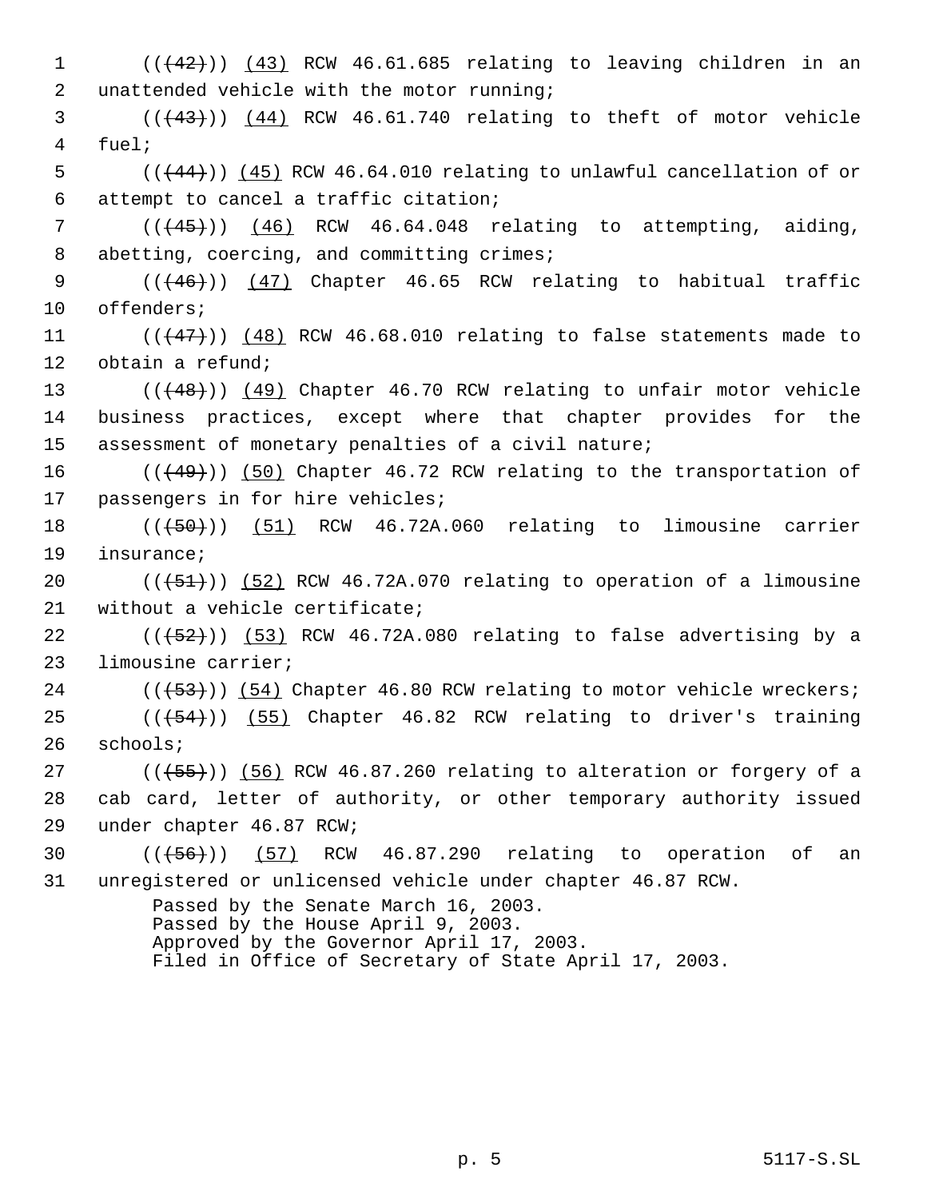(((42))) (43) RCW 46.61.685 relating to leaving children in an unattended vehicle with the motor running;

(((43))) (44) RCW 46.61.740 relating to theft of motor vehicle fuel;

(((44))) (45) RCW 46.64.010 relating to unlawful cancellation of or attempt to cancel a traffic citation;

(((45))) (46) RCW 46.64.048 relating to attempting, aiding, abetting, coercing, and committing crimes;

(((46))) (47) Chapter 46.65 RCW relating to habitual traffic offenders;

(((47))) (48) RCW 46.68.010 relating to false statements made to obtain a refund;

(((48))) (49) Chapter 46.70 RCW relating to unfair motor vehicle business practices, except where that chapter provides for the assessment of monetary penalties of a civil nature;

(((49))) (50) Chapter 46.72 RCW relating to the transportation of passengers in for hire vehicles;

(((50))) (51) RCW 46.72A.060 relating to limousine carrier insurance;

(((51))) (52) RCW 46.72A.070 relating to operation of a limousine without a vehicle certificate;

(((52))) (53) RCW 46.72A.080 relating to false advertising by a limousine carrier;

(((53))) (54) Chapter 46.80 RCW relating to motor vehicle wreckers;

(((54))) (55) Chapter 46.82 RCW relating to driver's training schools;

(((55))) (56) RCW 46.87.260 relating to alteration or forgery of a cab card, letter of authority, or other temporary authority issued under chapter 46.87 RCW;

(((56))) (57) RCW 46.87.290 relating to operation of an unregistered or unlicensed vehicle under chapter 46.87 RCW.

Passed by the Senate March 16, 2003.
Passed by the House April 9, 2003.
Approved by the Governor April 17, 2003.
Filed in Office of Secretary of State April 17, 2003.